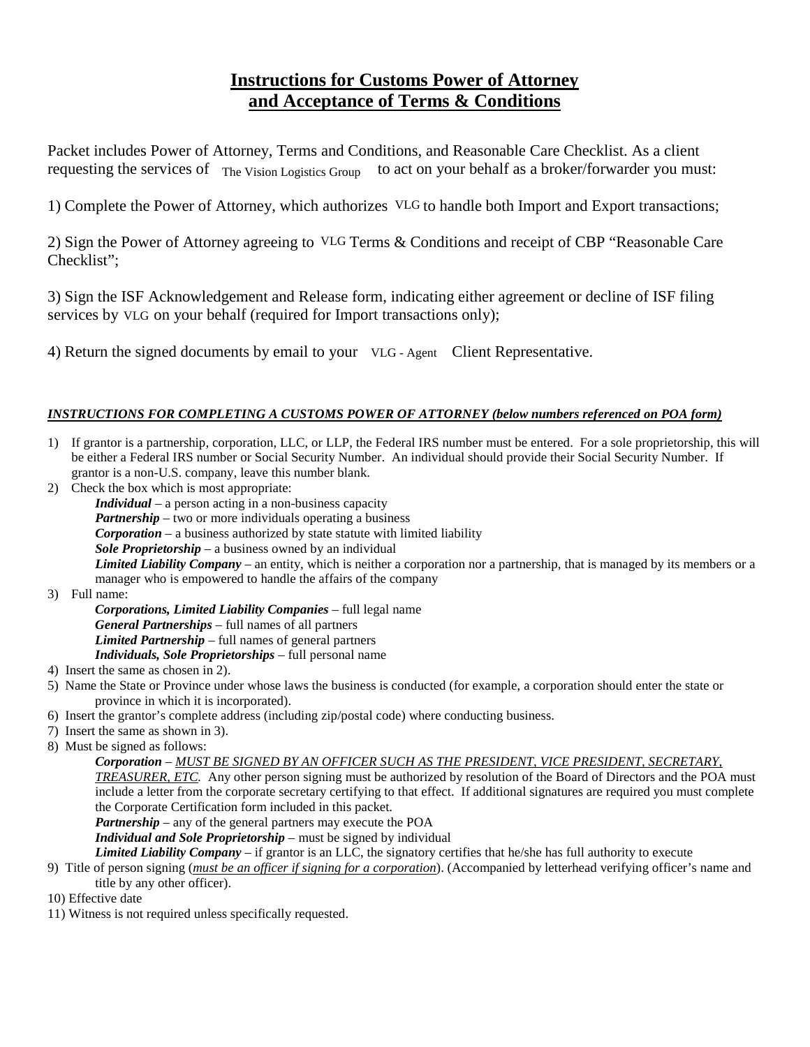# Instructions for Customs Power of Attorney and Acceptance of Terms & Conditions

Packet includes Power of Attorney, Terms and Conditions, and Reasonable Care Checklist. As a client requesting the services of The Vision Logistics Group to act on your behalf as a broker/forwarder you must:

1) Complete the Power of Attorney, which authorizes VLG to handle both Import and Export transactions;

2) Sign the Power of Attorney agreeing to VLG Terms & Conditions and receipt of CBP "Reasonable Care Checklist";

3) Sign the ISF Acknowledgement and Release form, indicating either agreement or decline of ISF filing services by VLG on your behalf (required for Import transactions only);

4) Return the signed documents by email to your VLG - Agent Client Representative.

***INSTRUCTIONS FOR COMPLETING A CUSTOMS POWER OF ATTORNEY (below numbers referenced on POA form)***

1) If grantor is a partnership, corporation, LLC, or LLP, the Federal IRS number must be entered. For a sole proprietorship, this will be either a Federal IRS number or Social Security Number. An individual should provide their Social Security Number. If grantor is a non-U.S. company, leave this number blank.
2) Check the box which is most appropriate:
   - ***Individual*** – a person acting in a non-business capacity
   - ***Partnership*** – two or more individuals operating a business
   - ***Corporation*** – a business authorized by state statute with limited liability
   - ***Sole Proprietorship*** – a business owned by an individual
   - ***Limited Liability Company*** – an entity, which is neither a corporation nor a partnership, that is managed by its members or a manager who is empowered to handle the affairs of the company
3) Full name:
   - ***Corporations, Limited Liability Companies*** – full legal name
   - ***General Partnerships*** – full names of all partners
   - ***Limited Partnership*** – full names of general partners
   - ***Individuals, Sole Proprietorships*** – full personal name
4) Insert the same as chosen in 2).
5) Name the State or Province under whose laws the business is conducted (for example, a corporation should enter the state or province in which it is incorporated).
6) Insert the grantor's complete address (including zip/postal code) where conducting business.
7) Insert the same as shown in 3).
8) Must be signed as follows:
   - ***Corporation*** – *MUST BE SIGNED BY AN OFFICER SUCH AS THE PRESIDENT, VICE PRESIDENT, SECRETARY, TREASURER, ETC.* Any other person signing must be authorized by resolution of the Board of Directors and the POA must include a letter from the corporate secretary certifying to that effect. If additional signatures are required you must complete the Corporate Certification form included in this packet.
   - ***Partnership*** – any of the general partners may execute the POA
   - ***Individual and Sole Proprietorship*** – must be signed by individual
   - ***Limited Liability Company*** – if grantor is an LLC, the signatory certifies that he/she has full authority to execute
9) Title of person signing (*must be an officer if signing for a corporation*). (Accompanied by letterhead verifying officer's name and title by any other officer).
10) Effective date
11) Witness is not required unless specifically requested.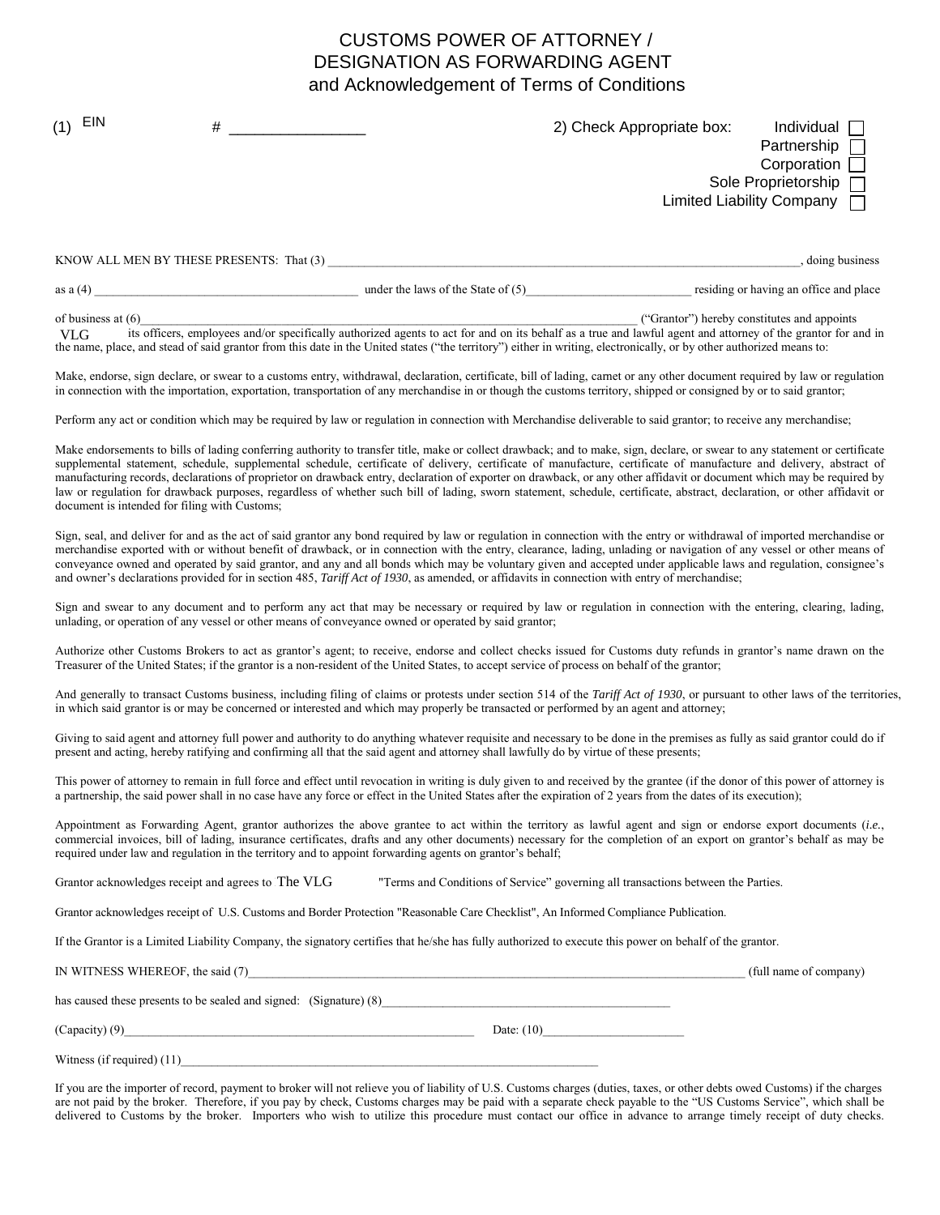# CUSTOMS POWER OF ATTORNEY / DESIGNATION AS FORWARDING AGENT and Acknowledgement of Terms of Conditions

(1) EIN # ________________

2) Check Appropriate box:
- Individual ☐
- Partnership ☐
- Corporation ☐
- Sole Proprietorship ☐
- Limited Liability Company ☐

KNOW ALL MEN BY THESE PRESENTS: That (3) ____________________________________________, doing business as a (4) ______________________________ under the laws of the State of (5)__________________ residing or having an office and place of business at (6)____________________________________________ ("Grantor") hereby constitutes and appoints VLG its officers, employees and/or specifically authorized agents to act for and on its behalf as a true and lawful agent and attorney of the grantor for and in the name, place, and stead of said grantor from this date in the United states ("the territory") either in writing, electronically, or by other authorized means to:

Make, endorse, sign declare, or swear to a customs entry, withdrawal, declaration, certificate, bill of lading, carnet or any other document required by law or regulation in connection with the importation, exportation, transportation of any merchandise in or though the customs territory, shipped or consigned by or to said grantor;

Perform any act or condition which may be required by law or regulation in connection with Merchandise deliverable to said grantor; to receive any merchandise;

Make endorsements to bills of lading conferring authority to transfer title, make or collect drawback; and to make, sign, declare, or swear to any statement or certificate supplemental statement, schedule, supplemental schedule, certificate of delivery, certificate of manufacture, certificate of manufacture and delivery, abstract of manufacturing records, declarations of proprietor on drawback entry, declaration of exporter on drawback, or any other affidavit or document which may be required by law or regulation for drawback purposes, regardless of whether such bill of lading, sworn statement, schedule, certificate, abstract, declaration, or other affidavit or document is intended for filing with Customs;

Sign, seal, and deliver for and as the act of said grantor any bond required by law or regulation in connection with the entry or withdrawal of imported merchandise or merchandise exported with or without benefit of drawback, or in connection with the entry, clearance, lading, unlading or navigation of any vessel or other means of conveyance owned and operated by said grantor, and any and all bonds which may be voluntary given and accepted under applicable laws and regulation, consignee's and owner's declarations provided for in section 485, *Tariff Act of 1930*, as amended, or affidavits in connection with entry of merchandise;

Sign and swear to any document and to perform any act that may be necessary or required by law or regulation in connection with the entering, clearing, lading, unlading, or operation of any vessel or other means of conveyance owned or operated by said grantor;

Authorize other Customs Brokers to act as grantor's agent; to receive, endorse and collect checks issued for Customs duty refunds in grantor's name drawn on the Treasurer of the United States; if the grantor is a non-resident of the United States, to accept service of process on behalf of the grantor;

And generally to transact Customs business, including filing of claims or protests under section 514 of the *Tariff Act of 1930*, or pursuant to other laws of the territories, in which said grantor is or may be concerned or interested and which may properly be transacted or performed by an agent and attorney;

Giving to said agent and attorney full power and authority to do anything whatever requisite and necessary to be done in the premises as fully as said grantor could do if present and acting, hereby ratifying and confirming all that the said agent and attorney shall lawfully do by virtue of these presents;

This power of attorney to remain in full force and effect until revocation in writing is duly given to and received by the grantee (if the donor of this power of attorney is a partnership, the said power shall in no case have any force or effect in the United States after the expiration of 2 years from the dates of its execution);

Appointment as Forwarding Agent, grantor authorizes the above grantee to act within the territory as lawful agent and sign or endorse export documents (*i.e.*, commercial invoices, bill of lading, insurance certificates, drafts and any other documents) necessary for the completion of an export on grantor's behalf as may be required under law and regulation in the territory and to appoint forwarding agents on grantor's behalf;

Grantor acknowledges receipt and agrees to The VLG "Terms and Conditions of Service" governing all transactions between the Parties.

Grantor acknowledges receipt of U.S. Customs and Border Protection "Reasonable Care Checklist", An Informed Compliance Publication.

If the Grantor is a Limited Liability Company, the signatory certifies that he/she has fully authorized to execute this power on behalf of the grantor.

IN WITNESS WHEREOF, the said (7)____________________________________________ (full name of company)

has caused these presents to be sealed and signed: (Signature) (8)______________________________

(Capacity) (9)______________________________ Date: (10)__________________

Witness (if required) (11)______________________________

If you are the importer of record, payment to broker will not relieve you of liability of U.S. Customs charges (duties, taxes, or other debts owed Customs) if the charges are not paid by the broker. Therefore, if you pay by check, Customs charges may be paid with a separate check payable to the "US Customs Service", which shall be delivered to Customs by the broker. Importers who wish to utilize this procedure must contact our office in advance to arrange timely receipt of duty checks.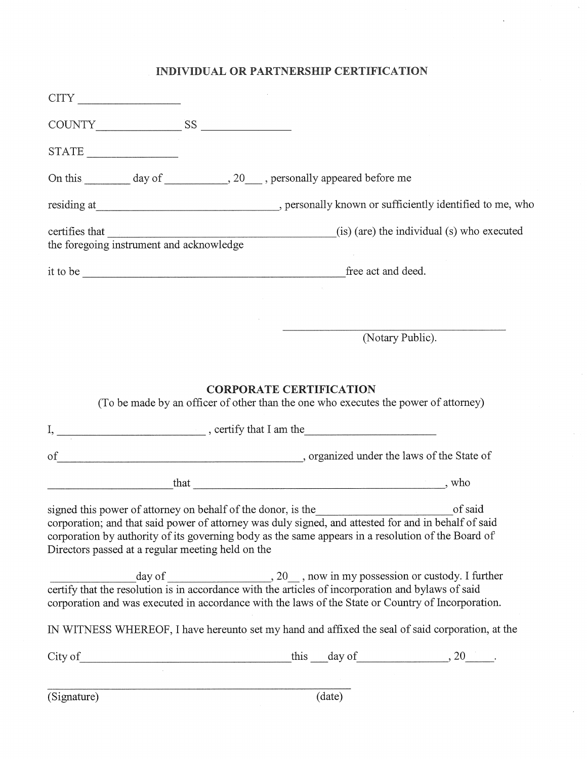## INDIVIDUAL OR PARTNERSHIP CERTIFICATION

CITY ________________

COUNTY______________ SS ______________

STATE _______________

On this ________ day of ___________, 20___ , personally appeared before me

residing at_______________________________, personally known or sufficiently identified to me, who

certifies that ______________________________________(is) (are) the individual (s) who executed the foregoing instrument and acknowledge

it to be ______________________________________________free act and deed.

\_\_\_\_\_\_\_\_\_\_\_\_\_\_\_\_\_\_\_\_\_\_\_\_\_\_\_\_\_\_\_\_\_\_\_\_\_\_\_\_
(Notary Public).

## CORPORATE CERTIFICATION

(To be made by an officer of other than the one who executes the power of attorney)

I, _________________________ , certify that I am the______________________

of__________________________________________, organized under the laws of the State of

_____________________that _____________________________________________, who

signed this power of attorney on behalf of the donor, is the_______________________of said corporation; and that said power of attorney was duly signed, and attested for and in behalf of said corporation by authority of its governing body as the same appears in a resolution of the Board of Directors passed at a regular meeting held on the

______________day of _________________, 20__ , now in my possession or custody. I further certify that the resolution is in accordance with the articles of incorporation and bylaws of said corporation and was executed in accordance with the laws of the State or Country of Incorporation.

IN WITNESS WHEREOF, I have hereunto set my hand and affixed the seal of said corporation, at the

City of____________________________________this ___day of_______________, 20_____.

\_\_\_\_\_\_\_\_\_\_\_\_\_\_\_\_\_\_\_\_\_\_\_\_\_\_\_\_\_\_\_\_\_\_\_\_\_\_\_\_\_\_\_\_\_\_\_\_\_\_\_\_\_\_
(Signature) (date)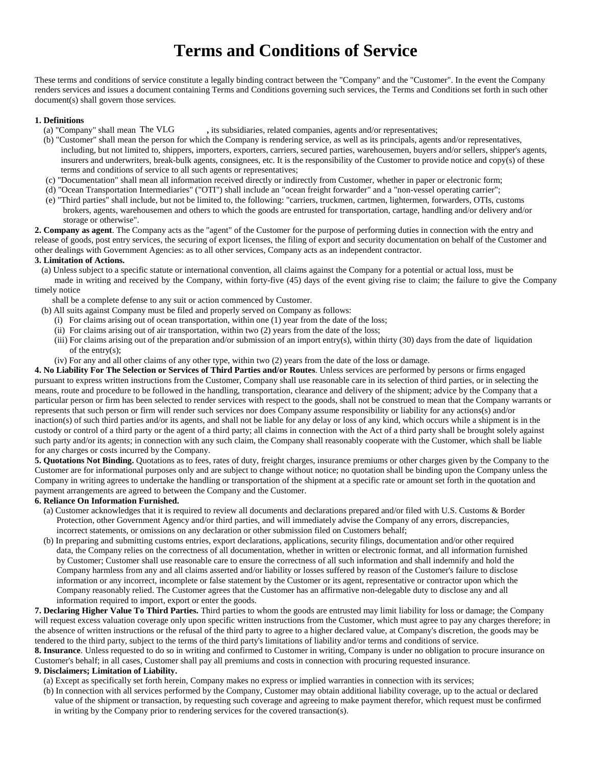# Terms and Conditions of Service

These terms and conditions of service constitute a legally binding contract between the "Company" and the "Customer". In the event the Company renders services and issues a document containing Terms and Conditions governing such services, the Terms and Conditions set forth in such other document(s) shall govern those services.

**1. Definitions**

(a) "Company" shall mean The VLG **,** its subsidiaries, related companies, agents and/or representatives;

(b) "Customer" shall mean the person for which the Company is rendering service, as well as its principals, agents and/or representatives, including, but not limited to, shippers, importers, exporters, carriers, secured parties, warehousemen, buyers and/or sellers, shipper's agents, insurers and underwriters, break-bulk agents, consignees, etc. It is the responsibility of the Customer to provide notice and copy(s) of these terms and conditions of service to all such agents or representatives;

(c) "Documentation" shall mean all information received directly or indirectly from Customer, whether in paper or electronic form;

(d) "Ocean Transportation Intermediaries" ("OTI") shall include an "ocean freight forwarder" and a "non-vessel operating carrier";

(e) "Third parties" shall include, but not be limited to, the following: "carriers, truckmen, cartmen, lightermen, forwarders, OTIs, customs brokers, agents, warehousemen and others to which the goods are entrusted for transportation, cartage, handling and/or delivery and/or storage or otherwise".

**2. Company as agent**. The Company acts as the "agent" of the Customer for the purpose of performing duties in connection with the entry and release of goods, post entry services, the securing of export licenses, the filing of export and security documentation on behalf of the Customer and other dealings with Government Agencies: as to all other services, Company acts as an independent contractor.

**3. Limitation of Actions.**

(a) Unless subject to a specific statute or international convention, all claims against the Company for a potential or actual loss, must be made in writing and received by the Company, within forty-five (45) days of the event giving rise to claim; the failure to give the Company timely notice shall be a complete defense to any suit or action commenced by Customer.

(b) All suits against Company must be filed and properly served on Company as follows:

(i) For claims arising out of ocean transportation, within one (1) year from the date of the loss;

(ii) For claims arising out of air transportation, within two (2) years from the date of the loss;

(iii) For claims arising out of the preparation and/or submission of an import entry(s), within thirty (30) days from the date of liquidation of the entry(s);

(iv) For any and all other claims of any other type, within two (2) years from the date of the loss or damage.

**4. No Liability For The Selection or Services of Third Parties and/or Routes**. Unless services are performed by persons or firms engaged pursuant to express written instructions from the Customer, Company shall use reasonable care in its selection of third parties, or in selecting the means, route and procedure to be followed in the handling, transportation, clearance and delivery of the shipment; advice by the Company that a particular person or firm has been selected to render services with respect to the goods, shall not be construed to mean that the Company warrants or represents that such person or firm will render such services nor does Company assume responsibility or liability for any actions(s) and/or inaction(s) of such third parties and/or its agents, and shall not be liable for any delay or loss of any kind, which occurs while a shipment is in the custody or control of a third party or the agent of a third party; all claims in connection with the Act of a third party shall be brought solely against such party and/or its agents; in connection with any such claim, the Company shall reasonably cooperate with the Customer, which shall be liable for any charges or costs incurred by the Company.

**5. Quotations Not Binding.** Quotations as to fees, rates of duty, freight charges, insurance premiums or other charges given by the Company to the Customer are for informational purposes only and are subject to change without notice; no quotation shall be binding upon the Company unless the Company in writing agrees to undertake the handling or transportation of the shipment at a specific rate or amount set forth in the quotation and payment arrangements are agreed to between the Company and the Customer.

**6. Reliance On Information Furnished.**

(a) Customer acknowledges that it is required to review all documents and declarations prepared and/or filed with U.S. Customs & Border Protection, other Government Agency and/or third parties, and will immediately advise the Company of any errors, discrepancies, incorrect statements, or omissions on any declaration or other submission filed on Customers behalf;

(b) In preparing and submitting customs entries, export declarations, applications, security filings, documentation and/or other required data, the Company relies on the correctness of all documentation, whether in written or electronic format, and all information furnished by Customer; Customer shall use reasonable care to ensure the correctness of all such information and shall indemnify and hold the Company harmless from any and all claims asserted and/or liability or losses suffered by reason of the Customer's failure to disclose information or any incorrect, incomplete or false statement by the Customer or its agent, representative or contractor upon which the Company reasonably relied. The Customer agrees that the Customer has an affirmative non-delegable duty to disclose any and all information required to import, export or enter the goods.

**7. Declaring Higher Value To Third Parties.** Third parties to whom the goods are entrusted may limit liability for loss or damage; the Company will request excess valuation coverage only upon specific written instructions from the Customer, which must agree to pay any charges therefore; in the absence of written instructions or the refusal of the third party to agree to a higher declared value, at Company's discretion, the goods may be tendered to the third party, subject to the terms of the third party's limitations of liability and/or terms and conditions of service.

**8. Insurance**. Unless requested to do so in writing and confirmed to Customer in writing, Company is under no obligation to procure insurance on Customer's behalf; in all cases, Customer shall pay all premiums and costs in connection with procuring requested insurance.

**9. Disclaimers; Limitation of Liability.**

(a) Except as specifically set forth herein, Company makes no express or implied warranties in connection with its services;

(b) In connection with all services performed by the Company, Customer may obtain additional liability coverage, up to the actual or declared value of the shipment or transaction, by requesting such coverage and agreeing to make payment therefor, which request must be confirmed in writing by the Company prior to rendering services for the covered transaction(s).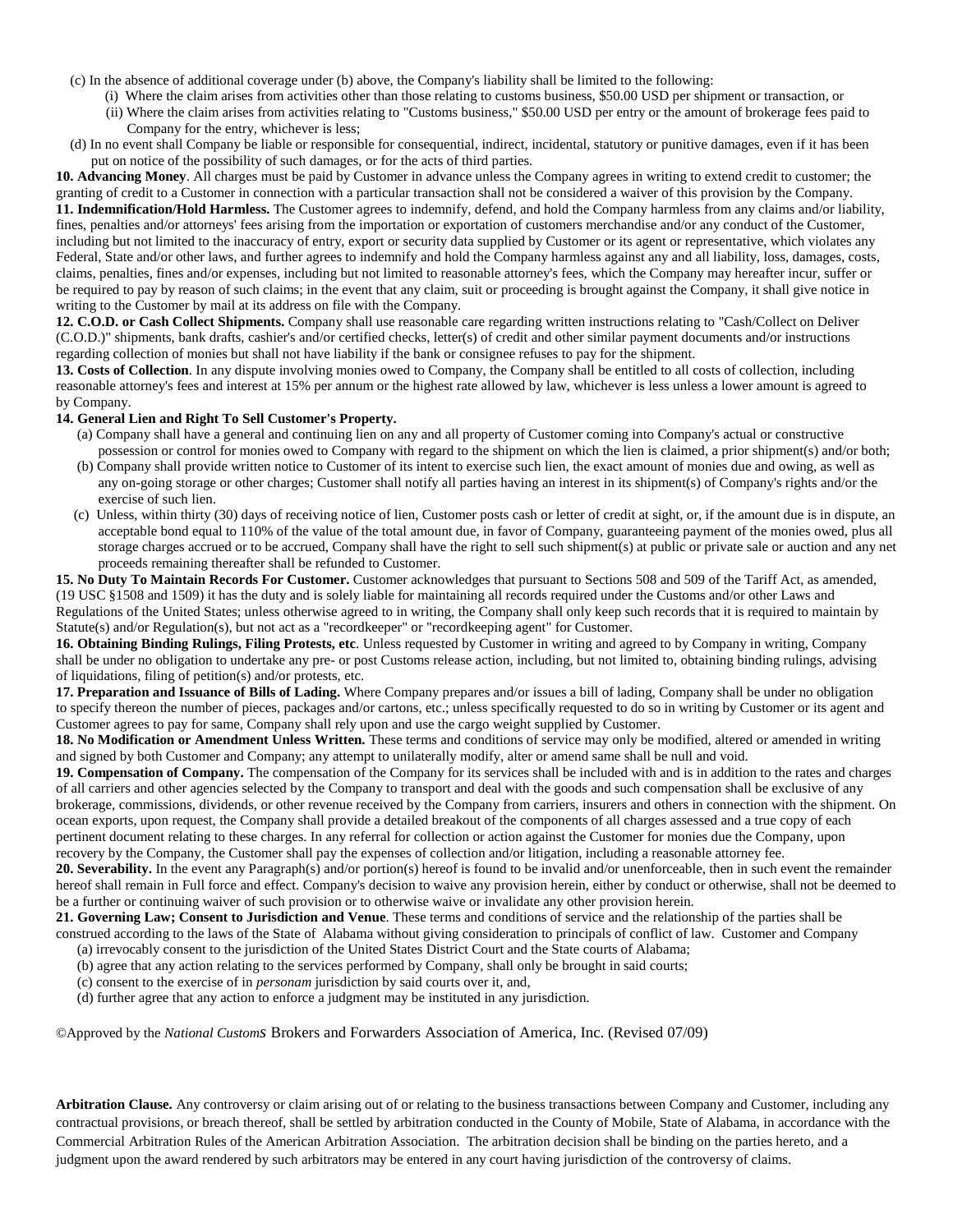(c) In the absence of additional coverage under (b) above, the Company's liability shall be limited to the following:

(i) Where the claim arises from activities other than those relating to customs business, $50.00 USD per shipment or transaction, or

(ii) Where the claim arises from activities relating to "Customs business," $50.00 USD per entry or the amount of brokerage fees paid to Company for the entry, whichever is less;

(d) In no event shall Company be liable or responsible for consequential, indirect, incidental, statutory or punitive damages, even if it has been put on notice of the possibility of such damages, or for the acts of third parties.

**10. Advancing Money**. All charges must be paid by Customer in advance unless the Company agrees in writing to extend credit to customer; the granting of credit to a Customer in connection with a particular transaction shall not be considered a waiver of this provision by the Company.

**11. Indemnification/Hold Harmless.** The Customer agrees to indemnify, defend, and hold the Company harmless from any claims and/or liability, fines, penalties and/or attorneys' fees arising from the importation or exportation of customers merchandise and/or any conduct of the Customer, including but not limited to the inaccuracy of entry, export or security data supplied by Customer or its agent or representative, which violates any Federal, State and/or other laws, and further agrees to indemnify and hold the Company harmless against any and all liability, loss, damages, costs, claims, penalties, fines and/or expenses, including but not limited to reasonable attorney's fees, which the Company may hereafter incur, suffer or be required to pay by reason of such claims; in the event that any claim, suit or proceeding is brought against the Company, it shall give notice in writing to the Customer by mail at its address on file with the Company.

**12. C.O.D. or Cash Collect Shipments.** Company shall use reasonable care regarding written instructions relating to "Cash/Collect on Deliver (C.O.D.)" shipments, bank drafts, cashier's and/or certified checks, letter(s) of credit and other similar payment documents and/or instructions regarding collection of monies but shall not have liability if the bank or consignee refuses to pay for the shipment.

**13. Costs of Collection**. In any dispute involving monies owed to Company, the Company shall be entitled to all costs of collection, including reasonable attorney's fees and interest at 15% per annum or the highest rate allowed by law, whichever is less unless a lower amount is agreed to by Company.

**14. General Lien and Right To Sell Customer's Property.**

(a) Company shall have a general and continuing lien on any and all property of Customer coming into Company's actual or constructive possession or control for monies owed to Company with regard to the shipment on which the lien is claimed, a prior shipment(s) and/or both;

(b) Company shall provide written notice to Customer of its intent to exercise such lien, the exact amount of monies due and owing, as well as any on-going storage or other charges; Customer shall notify all parties having an interest in its shipment(s) of Company's rights and/or the exercise of such lien.

(c) Unless, within thirty (30) days of receiving notice of lien, Customer posts cash or letter of credit at sight, or, if the amount due is in dispute, an acceptable bond equal to 110% of the value of the total amount due, in favor of Company, guaranteeing payment of the monies owed, plus all storage charges accrued or to be accrued, Company shall have the right to sell such shipment(s) at public or private sale or auction and any net proceeds remaining thereafter shall be refunded to Customer.

**15. No Duty To Maintain Records For Customer.** Customer acknowledges that pursuant to Sections 508 and 509 of the Tariff Act, as amended, (19 USC §1508 and 1509) it has the duty and is solely liable for maintaining all records required under the Customs and/or other Laws and Regulations of the United States; unless otherwise agreed to in writing, the Company shall only keep such records that it is required to maintain by Statute(s) and/or Regulation(s), but not act as a "recordkeeper" or "recordkeeping agent" for Customer.

**16. Obtaining Binding Rulings, Filing Protests, etc**. Unless requested by Customer in writing and agreed to by Company in writing, Company shall be under no obligation to undertake any pre- or post Customs release action, including, but not limited to, obtaining binding rulings, advising of liquidations, filing of petition(s) and/or protests, etc.

**17. Preparation and Issuance of Bills of Lading.** Where Company prepares and/or issues a bill of lading, Company shall be under no obligation to specify thereon the number of pieces, packages and/or cartons, etc.; unless specifically requested to do so in writing by Customer or its agent and Customer agrees to pay for same, Company shall rely upon and use the cargo weight supplied by Customer.

**18. No Modification or Amendment Unless Written.** These terms and conditions of service may only be modified, altered or amended in writing and signed by both Customer and Company; any attempt to unilaterally modify, alter or amend same shall be null and void.

**19. Compensation of Company.** The compensation of the Company for its services shall be included with and is in addition to the rates and charges of all carriers and other agencies selected by the Company to transport and deal with the goods and such compensation shall be exclusive of any brokerage, commissions, dividends, or other revenue received by the Company from carriers, insurers and others in connection with the shipment. On ocean exports, upon request, the Company shall provide a detailed breakout of the components of all charges assessed and a true copy of each pertinent document relating to these charges. In any referral for collection or action against the Customer for monies due the Company, upon recovery by the Company, the Customer shall pay the expenses of collection and/or litigation, including a reasonable attorney fee.

**20. Severability.** In the event any Paragraph(s) and/or portion(s) hereof is found to be invalid and/or unenforceable, then in such event the remainder hereof shall remain in Full force and effect. Company's decision to waive any provision herein, either by conduct or otherwise, shall not be deemed to be a further or continuing waiver of such provision or to otherwise waive or invalidate any other provision herein.

**21. Governing Law; Consent to Jurisdiction and Venue**. These terms and conditions of service and the relationship of the parties shall be construed according to the laws of the State of Alabama without giving consideration to principals of conflict of law. Customer and Company

(a) irrevocably consent to the jurisdiction of the United States District Court and the State courts of Alabama;

(b) agree that any action relating to the services performed by Company, shall only be brought in said courts;

(c) consent to the exercise of in *personam* jurisdiction by said courts over it, and,

(d) further agree that any action to enforce a judgment may be instituted in any jurisdiction.

©Approved by the *National Customs* Brokers and Forwarders Association of America, Inc. (Revised 07/09)

**Arbitration Clause.** Any controversy or claim arising out of or relating to the business transactions between Company and Customer, including any contractual provisions, or breach thereof, shall be settled by arbitration conducted in the County of Mobile, State of Alabama, in accordance with the Commercial Arbitration Rules of the American Arbitration Association. The arbitration decision shall be binding on the parties hereto, and a judgment upon the award rendered by such arbitrators may be entered in any court having jurisdiction of the controversy of claims.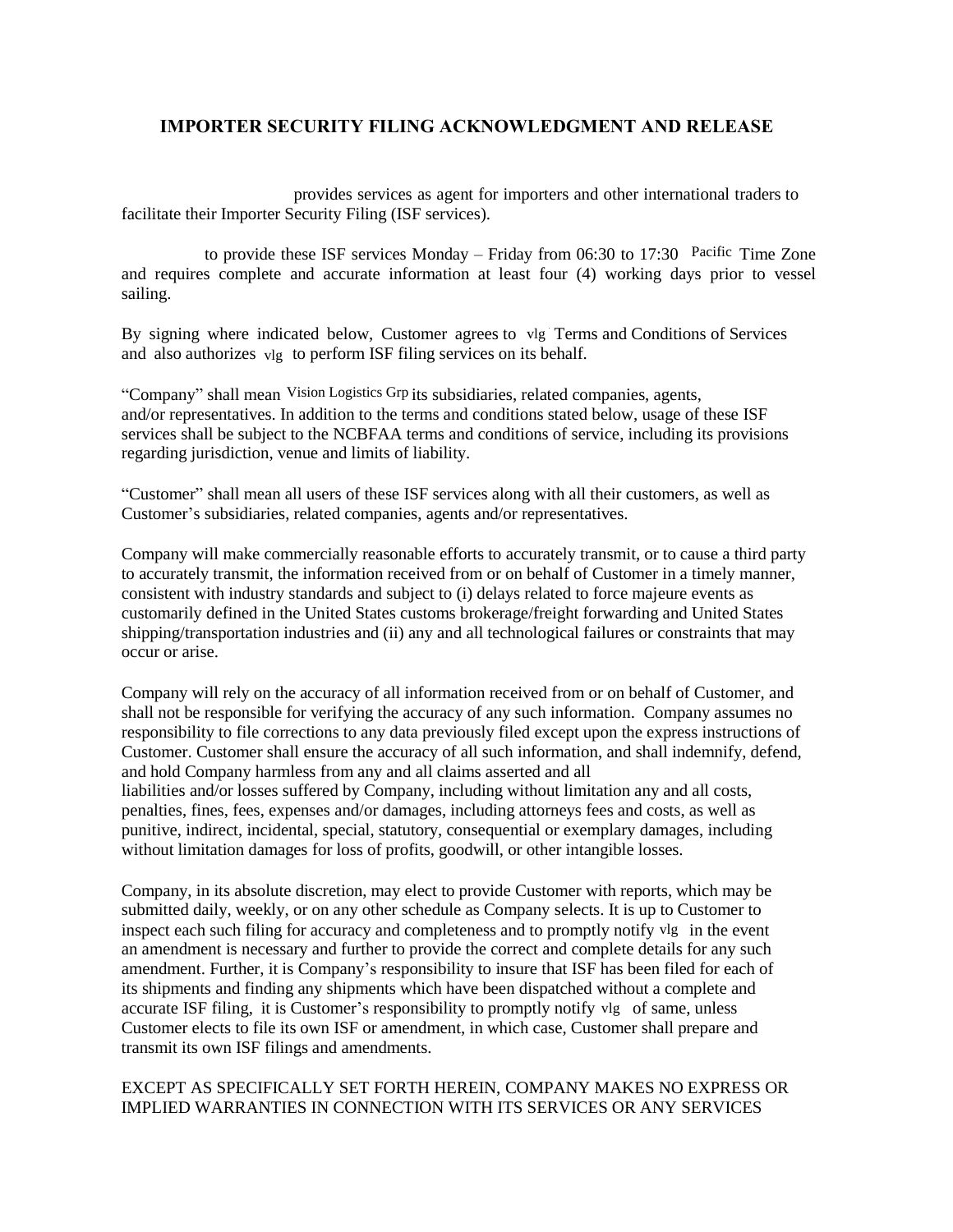## IMPORTER SECURITY FILING ACKNOWLEDGMENT AND RELEASE

provides services as agent for importers and other international traders to facilitate their Importer Security Filing (ISF services).

to provide these ISF services Monday – Friday from 06:30 to 17:30 Pacific Time Zone and requires complete and accurate information at least four (4) working days prior to vessel sailing.

By signing where indicated below, Customer agrees to vlg Terms and Conditions of Services and also authorizes vlg to perform ISF filing services on its behalf.

"Company" shall mean Vision Logistics Grp its subsidiaries, related companies, agents, and/or representatives. In addition to the terms and conditions stated below, usage of these ISF services shall be subject to the NCBFAA terms and conditions of service, including its provisions regarding jurisdiction, venue and limits of liability.

"Customer" shall mean all users of these ISF services along with all their customers, as well as Customer's subsidiaries, related companies, agents and/or representatives.

Company will make commercially reasonable efforts to accurately transmit, or to cause a third party to accurately transmit, the information received from or on behalf of Customer in a timely manner, consistent with industry standards and subject to (i) delays related to force majeure events as customarily defined in the United States customs brokerage/freight forwarding and United States shipping/transportation industries and (ii) any and all technological failures or constraints that may occur or arise.

Company will rely on the accuracy of all information received from or on behalf of Customer, and shall not be responsible for verifying the accuracy of any such information. Company assumes no responsibility to file corrections to any data previously filed except upon the express instructions of Customer. Customer shall ensure the accuracy of all such information, and shall indemnify, defend, and hold Company harmless from any and all claims asserted and all liabilities and/or losses suffered by Company, including without limitation any and all costs, penalties, fines, fees, expenses and/or damages, including attorneys fees and costs, as well as punitive, indirect, incidental, special, statutory, consequential or exemplary damages, including without limitation damages for loss of profits, goodwill, or other intangible losses.

Company, in its absolute discretion, may elect to provide Customer with reports, which may be submitted daily, weekly, or on any other schedule as Company selects. It is up to Customer to inspect each such filing for accuracy and completeness and to promptly notify vlg in the event an amendment is necessary and further to provide the correct and complete details for any such amendment. Further, it is Company's responsibility to insure that ISF has been filed for each of its shipments and finding any shipments which have been dispatched without a complete and accurate ISF filing, it is Customer's responsibility to promptly notify vlg of same, unless Customer elects to file its own ISF or amendment, in which case, Customer shall prepare and transmit its own ISF filings and amendments.

EXCEPT AS SPECIFICALLY SET FORTH HEREIN, COMPANY MAKES NO EXPRESS OR IMPLIED WARRANTIES IN CONNECTION WITH ITS SERVICES OR ANY SERVICES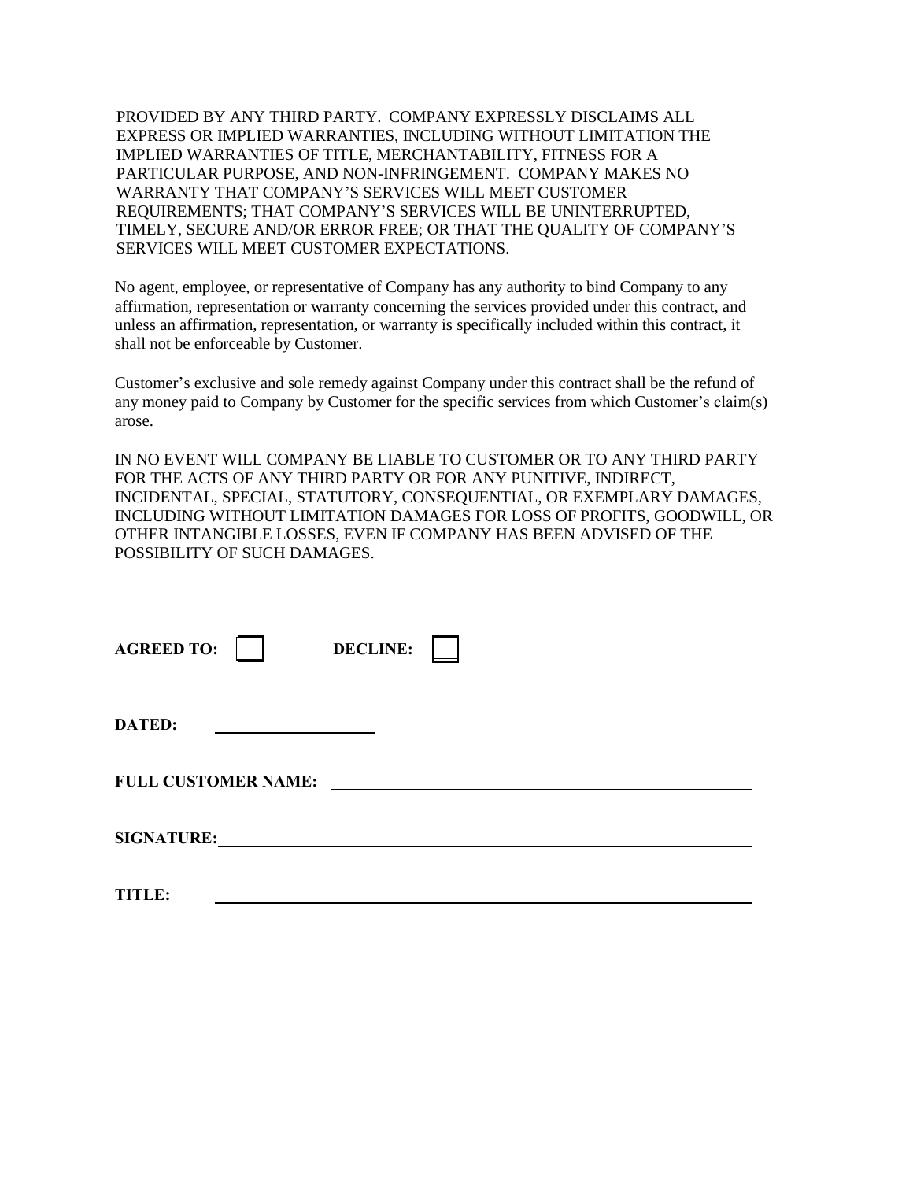PROVIDED BY ANY THIRD PARTY. COMPANY EXPRESSLY DISCLAIMS ALL EXPRESS OR IMPLIED WARRANTIES, INCLUDING WITHOUT LIMITATION THE IMPLIED WARRANTIES OF TITLE, MERCHANTABILITY, FITNESS FOR A PARTICULAR PURPOSE, AND NON-INFRINGEMENT. COMPANY MAKES NO WARRANTY THAT COMPANY'S SERVICES WILL MEET CUSTOMER REQUIREMENTS; THAT COMPANY'S SERVICES WILL BE UNINTERRUPTED, TIMELY, SECURE AND/OR ERROR FREE; OR THAT THE QUALITY OF COMPANY'S SERVICES WILL MEET CUSTOMER EXPECTATIONS.

No agent, employee, or representative of Company has any authority to bind Company to any affirmation, representation or warranty concerning the services provided under this contract, and unless an affirmation, representation, or warranty is specifically included within this contract, it shall not be enforceable by Customer.

Customer's exclusive and sole remedy against Company under this contract shall be the refund of any money paid to Company by Customer for the specific services from which Customer's claim(s) arose.

IN NO EVENT WILL COMPANY BE LIABLE TO CUSTOMER OR TO ANY THIRD PARTY FOR THE ACTS OF ANY THIRD PARTY OR FOR ANY PUNITIVE, INDIRECT, INCIDENTAL, SPECIAL, STATUTORY, CONSEQUENTIAL, OR EXEMPLARY DAMAGES, INCLUDING WITHOUT LIMITATION DAMAGES FOR LOSS OF PROFITS, GOODWILL, OR OTHER INTANGIBLE LOSSES, EVEN IF COMPANY HAS BEEN ADVISED OF THE POSSIBILITY OF SUCH DAMAGES.

**AGREED TO:** ☐ **DECLINE:** ☐

**DATED:** ____________________

**FULL CUSTOMER NAME:** ____________________________________________________

**SIGNATURE:** ____________________________________________________________

**TITLE:** ________________________________________________________________